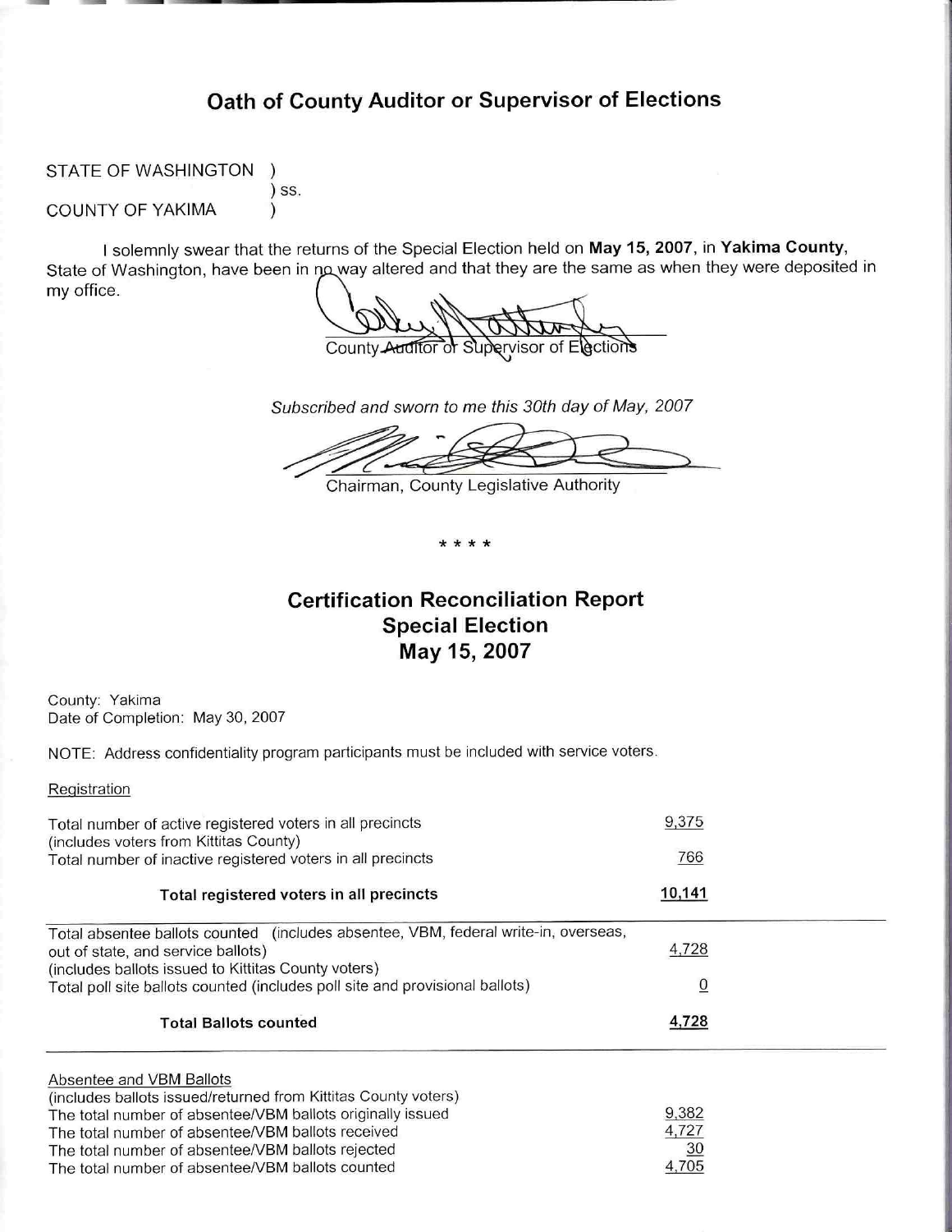## Oath of County Auditor or Supervisor of Elections

STATE OF WASHINGTON )
) ss.
COUNTY OF YAKIMA )

I solemnly swear that the returns of the Special Election held on **May 15, 2007**, in **Yakima County**, State of Washington, have been in no way altered and that they are the same as when they were deposited in my office.

County Auditor or Supervisor of Elections

*Subscribed and sworn to me this 30th day of May, 2007*

Chairman, County Legislative Authority

\* \* \* \*

## Certification Reconciliation Report
## Special Election
## May 15, 2007

County: Yakima
Date of Completion: May 30, 2007

NOTE: Address confidentiality program participants must be included with service voters.

Registration

| | |
|---|---|
| Total number of active registered voters in all precincts (includes voters from Kittitas County) | 9,375 |
| Total number of inactive registered voters in all precincts | 766 |
| **Total registered voters in all precincts** | **10,141** |

| | |
|---|---|
| Total absentee ballots counted (includes absentee, VBM, federal write-in, overseas, out of state, and service ballots) (includes ballots issued to Kittitas County voters) | 4,728 |
| Total poll site ballots counted (includes poll site and provisional ballots) | 0 |
| **Total Ballots counted** | **4,728** |

Absentee and VBM Ballots
(includes ballots issued/returned from Kittitas County voters)

| | |
|---|---|
| The total number of absentee/VBM ballots originally issued | 9,382 |
| The total number of absentee/VBM ballots received | 4,727 |
| The total number of absentee/VBM ballots rejected | 30 |
| The total number of absentee/VBM ballots counted | 4,705 |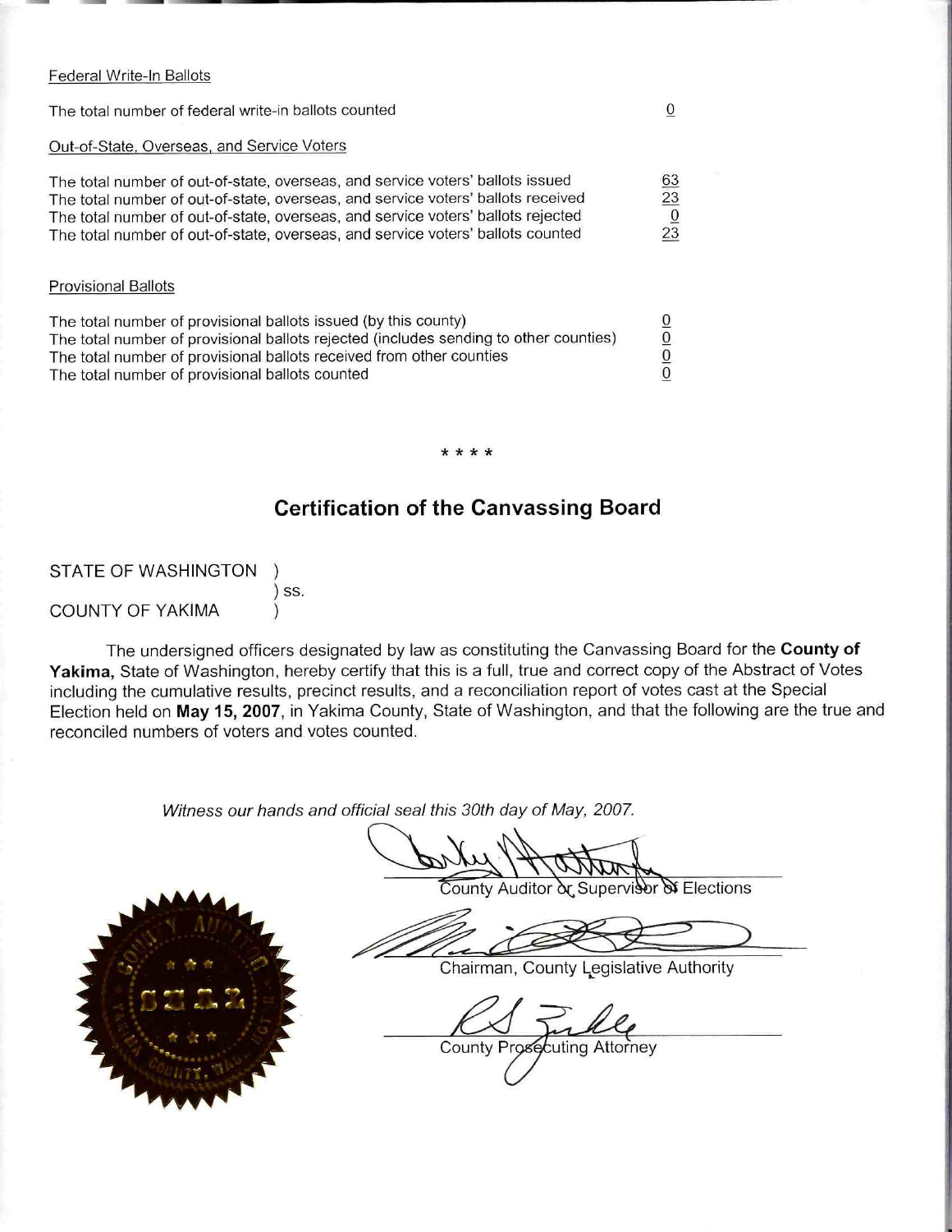Federal Write-In Ballots

| | |
|---|---|
| The total number of federal write-in ballots counted | 0 |

Out-of-State, Overseas, and Service Voters

| | |
|---|---|
| The total number of out-of-state, overseas, and service voters' ballots issued | 63 |
| The total number of out-of-state, overseas, and service voters' ballots received | 23 |
| The total number of out-of-state, overseas, and service voters' ballots rejected | 0 |
| The total number of out-of-state, overseas, and service voters' ballots counted | 23 |

Provisional Ballots

| | |
|---|---|
| The total number of provisional ballots issued (by this county) | 0 |
| The total number of provisional ballots rejected (includes sending to other counties) | 0 |
| The total number of provisional ballots received from other counties | 0 |
| The total number of provisional ballots counted | 0 |

\* \* \* \*

## Certification of the Canvassing Board

STATE OF WASHINGTON )
) ss.
COUNTY OF YAKIMA )

The undersigned officers designated by law as constituting the Canvassing Board for the **County of Yakima,** State of Washington, hereby certify that this is a full, true and correct copy of the Abstract of Votes including the cumulative results, precinct results, and a reconciliation report of votes cast at the Special Election held on **May 15, 2007**, in Yakima County, State of Washington, and that the following are the true and reconciled numbers of voters and votes counted.

*Witness our hands and official seal this 30th day of May, 2007.*

County Auditor or Supervisor of Elections

Chairman, County Legislative Authority

County Prosecuting Attorney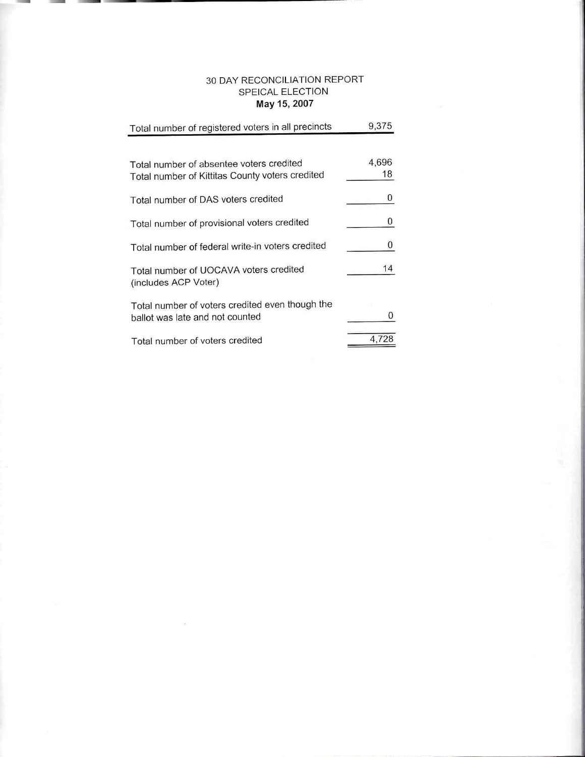# 30 DAY RECONCILIATION REPORT
# SPEICAL ELECTION
# May 15, 2007

| | |
|---|---|
| Total number of registered voters in all precincts | 9,375 |
| | |
| Total number of absentee voters credited | 4,696 |
| Total number of Kittitas County voters credited | 18 |
| Total number of DAS voters credited | 0 |
| Total number of provisional voters credited | 0 |
| Total number of federal write-in voters credited | 0 |
| Total number of UOCAVA voters credited (includes ACP Voter) | 14 |
| Total number of voters credited even though the ballot was late and not counted | 0 |
| Total number of voters credited | 4,728 |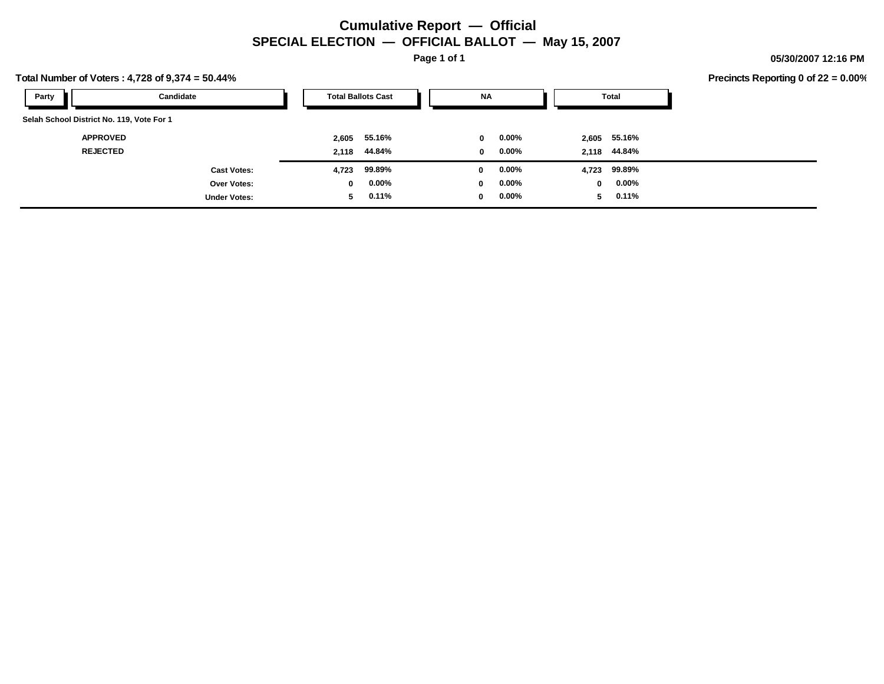# Cumulative Report — Official

## SPECIAL ELECTION — OFFICIAL BALLOT — May 15, 2007

05/30/2007 12:16 PM

**Total Number of Voters : 4,728 of 9,374 = 50.44%**

**Precincts Reporting 0 of 22 = 0.00%**

| Party | Candidate | Total Ballots Cast | | NA | | Total | |
|---|---|---|---|---|---|---|---|
| **Selah School District No. 119, Vote For 1** | | | | | | | |
| | APPROVED | 2,605 | 55.16% | 0 | 0.00% | 2,605 | 55.16% |
| | REJECTED | 2,118 | 44.84% | 0 | 0.00% | 2,118 | 44.84% |
| | Cast Votes: | 4,723 | 99.89% | 0 | 0.00% | 4,723 | 99.89% |
| | Over Votes: | 0 | 0.00% | 0 | 0.00% | 0 | 0.00% |
| | Under Votes: | 5 | 0.11% | 0 | 0.00% | 5 | 0.11% |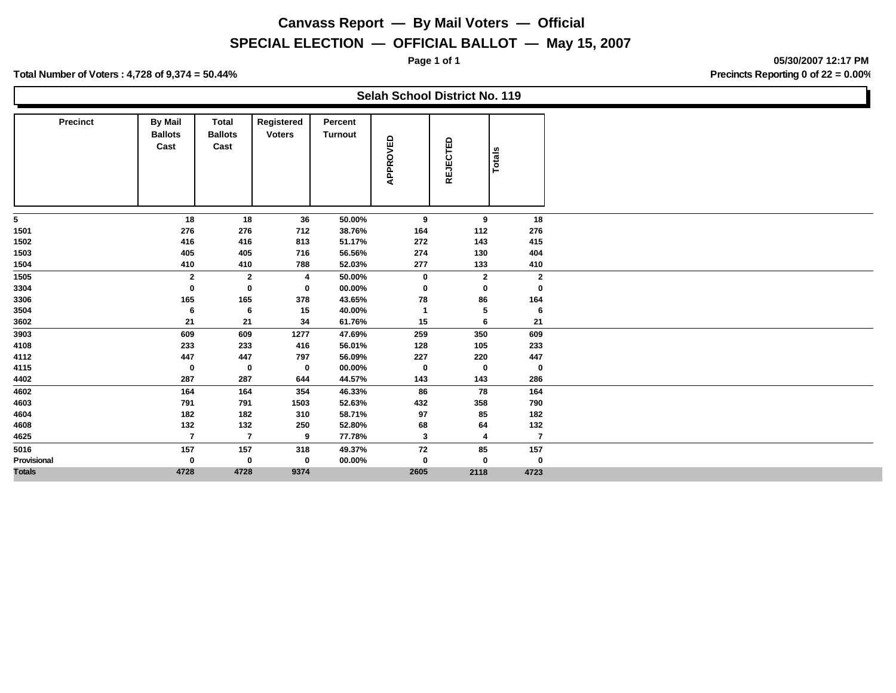# Canvass Report — By Mail Voters — Official

## SPECIAL ELECTION — OFFICIAL BALLOT — May 15, 2007

05/30/2007 12:17 PM

**Total Number of Voters : 4,728 of 9,374 = 50.44%**

**Precincts Reporting 0 of 22 = 0.00%**

### Selah School District No. 119

| Precinct | By Mail Ballots Cast | Total Ballots Cast | Registered Voters | Percent Turnout | APPROVED | REJECTED | Totals |
|---|---|---|---|---|---|---|---|
| 5 | 18 | 18 | 36 | 50.00% | 9 | 9 | 18 |
| 1501 | 276 | 276 | 712 | 38.76% | 164 | 112 | 276 |
| 1502 | 416 | 416 | 813 | 51.17% | 272 | 143 | 415 |
| 1503 | 405 | 405 | 716 | 56.56% | 274 | 130 | 404 |
| 1504 | 410 | 410 | 788 | 52.03% | 277 | 133 | 410 |
| 1505 | 2 | 2 | 4 | 50.00% | 0 | 2 | 2 |
| 3304 | 0 | 0 | 0 | 00.00% | 0 | 0 | 0 |
| 3306 | 165 | 165 | 378 | 43.65% | 78 | 86 | 164 |
| 3504 | 6 | 6 | 15 | 40.00% | 1 | 5 | 6 |
| 3602 | 21 | 21 | 34 | 61.76% | 15 | 6 | 21 |
| 3903 | 609 | 609 | 1277 | 47.69% | 259 | 350 | 609 |
| 4108 | 233 | 233 | 416 | 56.01% | 128 | 105 | 233 |
| 4112 | 447 | 447 | 797 | 56.09% | 227 | 220 | 447 |
| 4115 | 0 | 0 | 0 | 00.00% | 0 | 0 | 0 |
| 4402 | 287 | 287 | 644 | 44.57% | 143 | 143 | 286 |
| 4602 | 164 | 164 | 354 | 46.33% | 86 | 78 | 164 |
| 4603 | 791 | 791 | 1503 | 52.63% | 432 | 358 | 790 |
| 4604 | 182 | 182 | 310 | 58.71% | 97 | 85 | 182 |
| 4608 | 132 | 132 | 250 | 52.80% | 68 | 64 | 132 |
| 4625 | 7 | 7 | 9 | 77.78% | 3 | 4 | 7 |
| 5016 | 157 | 157 | 318 | 49.37% | 72 | 85 | 157 |
| Provisional | 0 | 0 | 0 | 00.00% | 0 | 0 | 0 |
| Totals | 4728 | 4728 | 9374 | | 2605 | 2118 | 4723 |